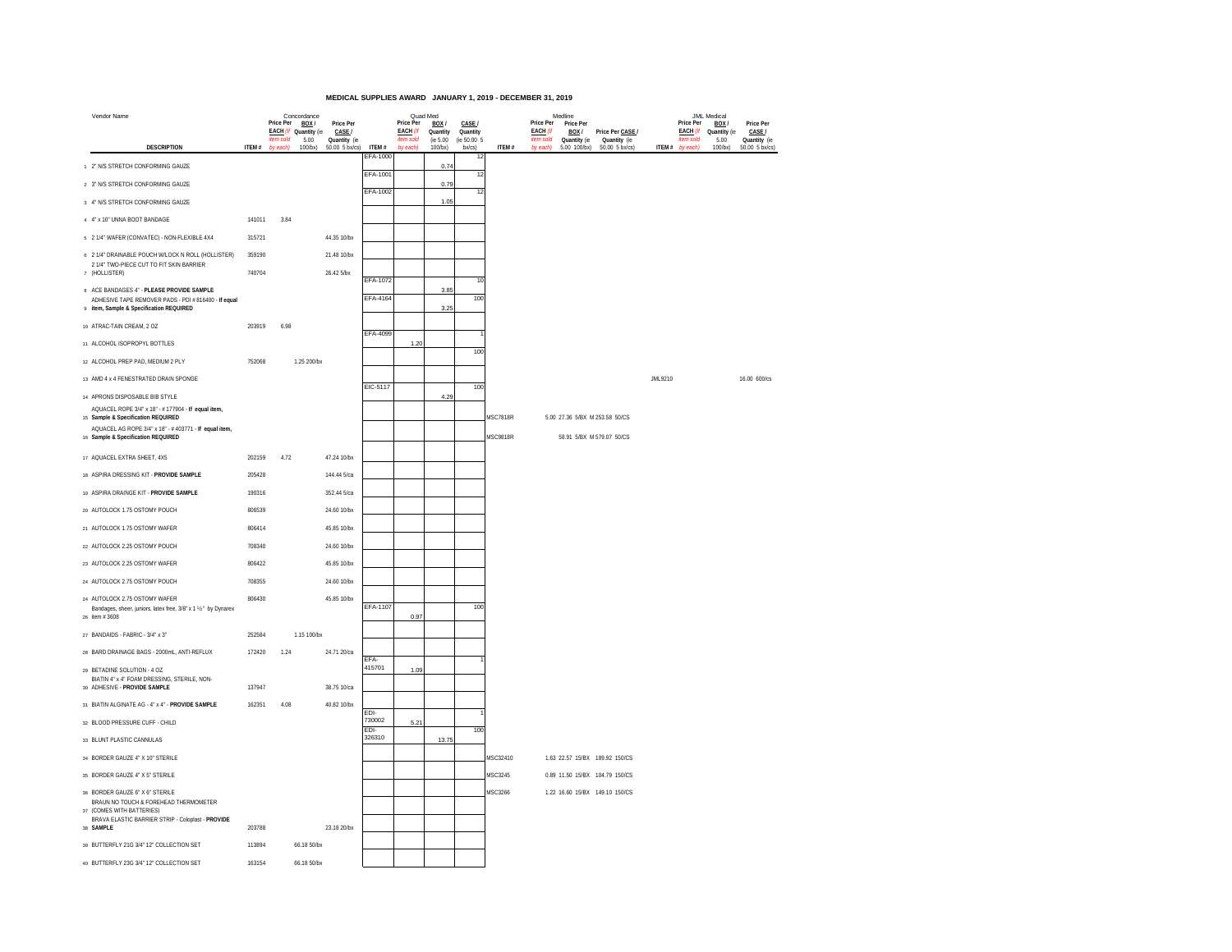# MEDICAL SUPPLIES AWARD JANUARY 1, 2019 - DECEMBER 31, 2019

| | Vendor Name | Concordance | | | | Quad Med | | | | Medline | | | | JML Medical | | | |
|---|---|---|---|---|---|---|---|---|---|---|---|---|---|---|---|---|---|
| | DESCRIPTION | ITEM # | Price Per EACH (If item sold by each) | Price Per BOX / Quantity (ie 5.00 100/bx) | Price Per CASE / Quantity (ie 50.00 5 bx/cs) | ITEM # | Price Per EACH (If item sold by each) | Price Per BOX / Quantity (ie 5.00 100/bx) | Price Per CASE / Quantity (ie 50.00 5 bx/cs) | ITEM # | Price Per EACH (If item sold by each) | Price Per BOX / Quantity (ie 5.00 100/bx) | Price Per CASE / Quantity (ie 50.00 5 bx/cs) | ITEM # | Price Per EACH (If item sold by each) | Price Per BOX / Quantity (ie 5.00 100/bx) | Price Per CASE / Quantity (ie 50.00 5 bx/cs) |
| 1 | 2" N/S STRETCH CONFORMING GAUZE | | | | | EFA-1000 | | 0.74 | 12 | | | | | | | | |
| 2 | 3" N/S STRETCH CONFORMING GAUZE | | | | | EFA-1001 | | 0.79 | 12 | | | | | | | | |
| 3 | 4" N/S STRETCH CONFORMING GAUZE | | | | | EFA-1002 | | 1.05 | 12 | | | | | | | | |
| 4 | 4" x 10" UNNA BOOT BANDAGE | 141011 | 3.84 | | | | | | | | | | | | | | |
| 5 | 2 1/4" WAFER (CONVATEC) - NON-FLEXIBLE 4X4 | 315721 | | | 44.35 10/bx | | | | | | | | | | | | |
| 6 | 2 1/4" DRAINABLE POUCH W/LOCK N ROLL (HOLLISTER) | 359190 | | | 21.48 10/bx | | | | | | | | | | | | |
| 7 | 2 1/4" TWO-PIECE CUT TO FIT SKIN BARRIER (HOLLISTER) | 740704 | | | 26.42 5/bx | | | | | | | | | | | | |
| 8 | ACE BANDAGES 4" - **PLEASE PROVIDE SAMPLE** | | | | | EFA-1072 | | 3.85 | 10 | | | | | | | | |
| 9 | ADHESIVE TAPE REMOVER PADS - PDI # 816400 - **If equal item, Sample & Specification REQUIRED** | | | | | EFA-4164 | | 3.25 | 100 | | | | | | | | |
| 10 | ATRAC-TAIN CREAM, 2 OZ | 203919 | 6.98 | | | | | | | | | | | | | | |
| 11 | ALCOHOL ISOPROPYL BOTTLES | | | | | EFA-4099 | 1.20 | | 1 | | | | | | | | |
| 12 | ALCOHOL PREP PAD, MEDIUM 2 PLY | 752068 | | 1.25 200/bx | | | | | 100 | | | | | | | | |
| 13 | AMD 4 x 4 FENESTRATED DRAIN SPONGE | | | | | | | | | | | | | JML9210 | | | 16.00 600/cs |
| 14 | APRONS DISPOSABLE BIB STYLE | | | | | EIC-5117 | | 4.29 | 100 | | | | | | | | |
| 15 | AQUACEL ROPE 3/4" x 18" - # 177904 - **If equal item, Sample & Specification REQUIRED** | | | | | | | | | MSC7818R | | 5.00 27.36 5/BX | M 253.58 50/CS | | | | |
| 16 | AQUACEL AG ROPE 3/4" x 18" - # 403771 - **If equal item, Sample & Specification REQUIRED** | | | | | | | | | MSC9818R | | 58.91 5/BX | M 579.07 50/CS | | | | |
| 17 | AQUACEL EXTRA SHEET, 4X5 | 202159 | 4.72 | | 47.24 10/bx | | | | | | | | | | | | |
| 18 | ASPIRA DRESSING KIT - **PROVIDE SAMPLE** | 205428 | | | 144.44 5/ca | | | | | | | | | | | | |
| 19 | ASPIRA DRAINGE KIT - **PROVIDE SAMPLE** | 190316 | | | 352.44 5/ca | | | | | | | | | | | | |
| 20 | AUTOLOCK 1.75 OSTOMY POUCH | 806539 | | | 24.60 10/bx | | | | | | | | | | | | |
| 21 | AUTOLOCK 1.75 OSTOMY WAFER | 806414 | | | 45.85 10/bx | | | | | | | | | | | | |
| 22 | AUTOLOCK 2.25 OSTOMY POUCH | 708340 | | | 24.60 10/bx | | | | | | | | | | | | |
| 23 | AUTOLOCK 2.25 OSTOMY WAFER | 806422 | | | 45.85 10/bx | | | | | | | | | | | | |
| 24 | AUTOLOCK 2.75 OSTOMY POUCH | 708355 | | | 24.60 10/bx | | | | | | | | | | | | |
| 25 | AUTOLOCK 2.75 OSTOMY WAFER | 806430 | | | 45.85 10/bx | | | | | | | | | | | | |
| 26 | Bandages, sheer, juniors, latex free, 3/8" x 1 ½" by Dynarex item # 3608 | | | | | EFA-1107 | 0.97 | | 100 | | | | | | | | |
| 27 | BANDAIDS - FABRIC - 3/4" x 3" | 252584 | | 1.15 100/bx | | | | | | | | | | | | | |
| 28 | BARD DRAINAGE BAGS - 2000mL, ANTI-REFLUX | 172420 | 1.24 | | 24.71 20/ca | | | | | | | | | | | | |
| 29 | BETADINE SOLUTION - 4 OZ | | | | | EFA-415701 | 1.09 | | 1 | | | | | | | | |
| 30 | BIATIN 4" x 4" FOAM DRESSING, STERILE, NON-ADHESIVE - **PROVIDE SAMPLE** | 137947 | | | 38.75 10/ca | | | | | | | | | | | | |
| 31 | BIATIN ALGINATE AG - 4" x 4" - **PROVIDE SAMPLE** | 162351 | 4.08 | | 40.82 10/bx | | | | | | | | | | | | |
| 32 | BLOOD PRESSURE CUFF - CHILD | | | | | EDI-730002 | 5.21 | | 1 | | | | | | | | |
| 33 | BLUNT PLASTIC CANNULAS | | | | | EDI-326310 | | 13.75 | 100 | | | | | | | | |
| 34 | BORDER GAUZE 4" X 10" STERILE | | | | | | | | | MSC32410 | | 1.63 22.57 15/BX | 189.92 150/CS | | | | |
| 35 | BORDER GAUZE 4" X 5" STERILE | | | | | | | | | MSC3245 | | 0.89 11.50 15/BX | 104.79 150/CS | | | | |
| 36 | BORDER GAUZE 6" X 6" STERILE | | | | | | | | | MSC3266 | | 1.22 16.60 15/BX | 149.10 150/CS | | | | |
| 37 | BRAUN NO TOUCH & FOREHEAD THERMOMETER (COMES WITH BATTERIES) | | | | | | | | | | | | | | | | |
| 38 | BRAVA ELASTIC BARRIER STRIP - Coloplast - **PROVIDE SAMPLE** | 203788 | | | 23.18 20/bx | | | | | | | | | | | | |
| 39 | BUTTERFLY 21G 3/4" 12" COLLECTION SET | 113894 | | 66.18 50/bx | | | | | | | | | | | | | |
| 40 | BUTTERFLY 23G 3/4" 12" COLLECTION SET | 163154 | | 66.18 50/bx | | | | | | | | | | | | | |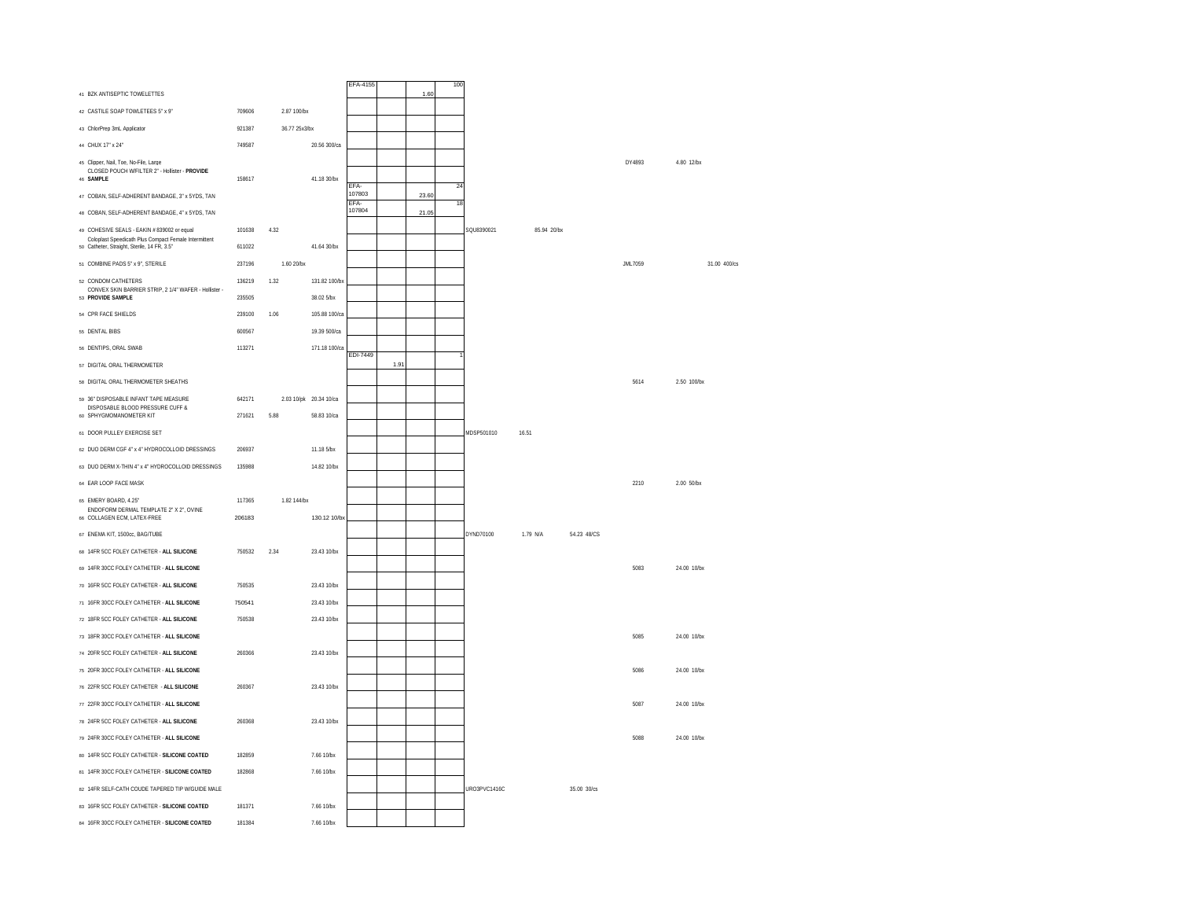| # | Item | Item # | Unit Price | Price/Unit | Vendor Item # | | | Qty | Vendor Item # | Price | Price/Unit | Vendor Item # | Price/Unit |
|---|---|---|---|---|---|---|---|---|---|---|---|---|---|
| 41 | BZK ANTISEPTIC TOWELETTES | | | | EFA-4155 | | 1.60 | 100 | | | | | |
| 42 | CASTILE SOAP TOWLETEES 5" x 9" | 709606 | 2.87 100/bx | | | | | | | | | | |
| 43 | ChlorPrep 3mL Applicator | 921387 | 36.77 25x3/bx | | | | | | | | | | |
| 44 | CHUX 17" x 24" | 749587 | | 20.56 300/ca | | | | | | | | | |
| 45 | Clipper, Nail, Toe, No-File, Large | | | | | | | | | | | DY4893 | 4.80 12/bx |
| 46 | CLOSED POUCH W/FILTER 2" - Hollister - **PROVIDE SAMPLE** | 158617 | | 41.18 30/bx | | | | | | | | | |
| 47 | COBAN, SELF-ADHERENT BANDAGE, 3" x 5YDS, TAN | | | | EFA-107803 | | 23.60 | 24 | | | | | |
| 48 | COBAN, SELF-ADHERENT BANDAGE, 4" x 5YDS, TAN | | | | EFA-107804 | | 21.05 | 18 | | | | | |
| 49 | COHESIVE SEALS - EAKIN # 839002 or equal | 101638 | 4.32 | | | | | | SQU8390021 | 85.94 20/bx | | | |
| 50 | Coloplast Speedicath Plus Compact Female Intermittent Catheter, Straight, Sterile, 14 FR, 3.5" | 611022 | | 41.64 30/bx | | | | | | | | | |
| 51 | COMBINE PADS 5" x 9", STERILE | 237196 | 1.60 20/bx | | | | | | | | | JML7059 | 31.00 400/cs |
| 52 | CONDOM CATHETERS | 136219 | 1.32 | 131.82 100/bx | | | | | | | | | |
| 53 | CONVEX SKIN BARRIER STRIP, 2 1/4" WAFER - Hollister - **PROVIDE SAMPLE** | 235505 | | 38.02 5/bx | | | | | | | | | |
| 54 | CPR FACE SHIELDS | 239100 | 1.06 | 105.88 100/ca | | | | | | | | | |
| 55 | DENTAL BIBS | 600567 | | 19.39 500/ca | | | | | | | | | |
| 56 | DENTIPS, ORAL SWAB | 113271 | | 171.18 100/ca | | | | | | | | | |
| 57 | DIGITAL ORAL THERMOMETER | | | | EDI-7449 | 1.91 | | 1 | | | | | |
| 58 | DIGITAL ORAL THERMOMETER SHEATHS | | | | | | | | | | | 5614 | 2.50 100/bx |
| 59 | 36" DISPOSABLE INFANT TAPE MEASURE | 642171 | 2.03 10/pk | 20.34 10/ca | | | | | | | | | |
| 60 | DISPOSABLE BLOOD PRESSURE CUFF & SPHYGMOMANOMETER KIT | 271621 | 5.88 | 58.83 10/ca | | | | | | | | | |
| 61 | DOOR PULLEY EXERCISE SET | | | | | | | | MDSP501010 | 16.51 | | | |
| 62 | DUO DERM CGF 4" x 4" HYDROCOLLOID DRESSINGS | 206937 | | 11.18 5/bx | | | | | | | | | |
| 63 | DUO DERM X-THIN 4" x 4" HYDROCOLLOID DRESSINGS | 135988 | | 14.82 10/bx | | | | | | | | | |
| 64 | EAR LOOP FACE MASK | | | | | | | | | | | 2210 | 2.00 50/bx |
| 65 | EMERY BOARD, 4.25" | 117365 | 1.82 144/bx | | | | | | | | | | |
| 66 | ENDOFORM DERMAL TEMPLATE 2" X 2", OVINE COLLAGEN ECM, LATEX-FREE | 206183 | | 130.12 10/bx | | | | | | | | | |
| 67 | ENEMA KIT, 1500cc, BAG/TUBE | | | | | | | | DYND70100 | 1.79 N/A | 54.23 48/CS | | |
| 68 | 14FR 5CC FOLEY CATHETER - **ALL SILICONE** | 750532 | 2.34 | 23.43 10/bx | | | | | | | | | |
| 69 | 14FR 30CC FOLEY CATHETER - **ALL SILICONE** | | | | | | | | | | | 5083 | 24.00 10/bx |
| 70 | 16FR 5CC FOLEY CATHETER - **ALL SILICONE** | 750535 | | 23.43 10/bx | | | | | | | | | |
| 71 | 16FR 30CC FOLEY CATHETER - **ALL SILICONE** | 750541 | | 23.43 10/bx | | | | | | | | | |
| 72 | 18FR 5CC FOLEY CATHETER - **ALL SILICONE** | 750538 | | 23.43 10/bx | | | | | | | | | |
| 73 | 18FR 30CC FOLEY CATHETER - **ALL SILICONE** | | | | | | | | | | | 5085 | 24.00 10/bx |
| 74 | 20FR 5CC FOLEY CATHETER - **ALL SILICONE** | 260366 | | 23.43 10/bx | | | | | | | | | |
| 75 | 20FR 30CC FOLEY CATHETER - **ALL SILICONE** | | | | | | | | | | | 5086 | 24.00 10/bx |
| 76 | 22FR 5CC FOLEY CATHETER - **ALL SILICONE** | 260367 | | 23.43 10/bx | | | | | | | | | |
| 77 | 22FR 30CC FOLEY CATHETER - **ALL SILICONE** | | | | | | | | | | | 5087 | 24.00 10/bx |
| 78 | 24FR 5CC FOLEY CATHETER - **ALL SILICONE** | 260368 | | 23.43 10/bx | | | | | | | | | |
| 79 | 24FR 30CC FOLEY CATHETER - **ALL SILICONE** | | | | | | | | | | | 5088 | 24.00 10/bx |
| 80 | 14FR 5CC FOLEY CATHETER - **SILICONE COATED** | 182859 | | 7.66 10/bx | | | | | | | | | |
| 81 | 14FR 30CC FOLEY CATHETER - **SILICONE COATED** | 182868 | | 7.66 10/bx | | | | | | | | | |
| 82 | 14FR SELF-CATH COUDE TAPERED TIP W/GUIDE MALE | | | | | | | | URO3PVC1416C | | 35.00 30/cs | | |
| 83 | 16FR 5CC FOLEY CATHETER - **SILICONE COATED** | 181371 | | 7.66 10/bx | | | | | | | | | |
| 84 | 16FR 30CC FOLEY CATHETER - **SILICONE COATED** | 181384 | | 7.66 10/bx | | | | | | | | | |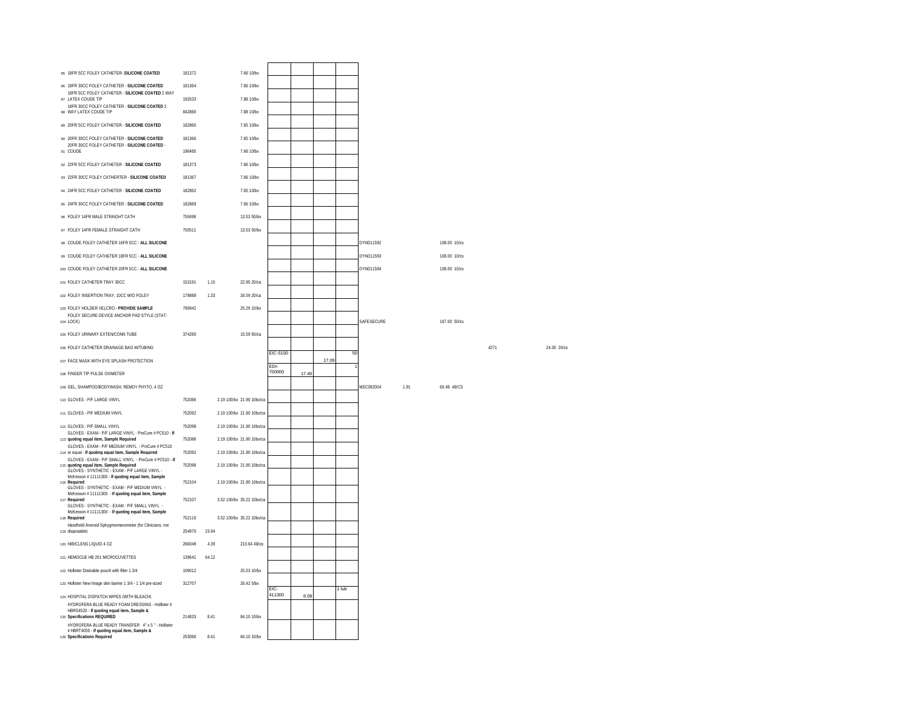| # | Description | Item # | Unit Price | Price/Unit | | | | | | | | | | |
|---|---|---|---|---|---|---|---|---|---|---|---|---|---|---|
| 85 | 18FR 5CC FOLEY CATHETER- **SILICONE COATED** | 181372 | | 7.66 10/bx | | | | | | | | | | |
| 86 | 18FR 30CC FOLEY CATHETER - **SILICONE COATED** | 181364 | | 7.66 10/bx | | | | | | | | | | |
| 87 | 18FR 5CC FOLEY CATHETER - **SILICONE COATED** 2 WAY LATEX COUDE TIP | 192633 | | 7.88 10/bx | | | | | | | | | | |
| 88 | 18FR 30CC FOLEY CATHETER - **SILICONE COATED** 2 WAY LATEX COUDE TIP | 842880 | | 7.88 10/bx | | | | | | | | | | |
| 89 | 20FR 5CC FOLEY CATHETER - **SILICONE COATED** | 182860 | | 7.65 10/bx | | | | | | | | | | |
| 90 | 20FR 30CC FOLEY CATHETER - **SILICONE COATED** | 181366 | | 7.65 10/bx | | | | | | | | | | |
| 91 | 20FR 30CC FOLEY CATHETER - **SILICONE COATED** - COUDE | 196485 | | 7.66 10/bx | | | | | | | | | | |
| 92 | 22FR 5CC FOLEY CATHETER - **SILICONE COATED** | 181373 | | 7.66 10/bx | | | | | | | | | | |
| 93 | 22FR 30CC FOLEY CATHERTER - **SILICONE COATED** | 181367 | | 7.66 10/bx | | | | | | | | | | |
| 94 | 24FR 5CC FOLEY CATHETER - **SILICONE COATED** | 182862 | | 7.65 10/bx | | | | | | | | | | |
| 95 | 24FR 30CC FOLEY CATHETER - **SILICONE COATED** | 182869 | | 7.66 10/bx | | | | | | | | | | |
| 96 | FOLEY 14FR MALE STRAIGHT CATH | 750496 | | 13.53 50/bx | | | | | | | | | | |
| 97 | FOLEY 14FR FEMALE STRAIGHT CATH | 750511 | | 13.53 50/bx | | | | | | | | | | |
| 98 | COUDE FOLEY CATHETER 16FR 5CC - **ALL SILICONE** | | | | | | | | DYND11592 | | 108.00 10/cs | | | |
| 99 | COUDE FOLEY CATHETER 18FR 5CC - **ALL SILICONE** | | | | | | | | DYND11593 | | 108.00 10/cs | | | |
| 100 | COUDE FOLEY CATHETER 20FR 5CC - **ALL SILICONE** | | | | | | | | DYND11594 | | 108.00 10/cs | | | |
| 101 | FOLEY CATHETER TRAY 30CC | 153191 | 1.15 | 22.95 20/ca | | | | | | | | | | |
| 102 | FOLEY INSERTION TRAY, 10CC W/O FOLEY | 179888 | 1.33 | 26.59 20/ca | | | | | | | | | | |
| 103 | FOLEY HOLDER VELCRO **- PROVIDE SAMPLE** | 790942 | | 25.29 10/bx | | | | | | | | | | |
| 104 | FOLEY SECURE DEVICE ANCHOR PAD STYLE (STAT-LOCK) | | | | | | | | SAFESECURE | | 167.00 50/cs | | | |
| 105 | FOLEY URINARY EXTEN/CONN TUBE | 374280 | | 15.59 50/ca | | | | | | | | | | |
| 106 | FOLEY CATHETER DRAINAGE BAG W/TUBING | | | | | | | | | | | 4271 | | 24.00 20/cs |
| 107 | FACE MASK WITH EYE SPLASH PROTECTION | | | | EIC-5150 | | 17.09 | 50 | | | | | | |
| 108 | FINGER TIP PULSE OXIMETER | | | | EDI-700000 | 17.40 | | 1 | | | | | | |
| 109 | GEL, SHAMPOO/BODYWASH, REMDY PHYTO, 4 OZ | | | | | | | | MSC092004 | 1.91 | 60.48 48/CS | | | |
| 110 | GLOVES - P/F LARGE VINYL | 752086 | | 2.19 100/bx 21.90 10bx/ca | | | | | | | | | | |
| 111 | GLOVES - P/F MEDIUM VINYL | 752092 | | 2.19 100/bx 21.90 10bx/ca | | | | | | | | | | |
| 112 | GLOVES - P/F SMALL VINYL | 752098 | | 2.19 100/bx 21.90 10bx/ca | | | | | | | | | | |
| 113 | GLOVES - EXAM - P/F LARGE VINYL - ProCure # PC510 - **If quoting equal item, Sample Required** | 752086 | | 2.19 100/bx 21.90 10bx/ca | | | | | | | | | | |
| 114 | GLOVES - EXAM - P/F MEDIUM VINYL - ProCure # PC510 or equal - **If quoting equal item, Sample Required** | 752092 | | 2.19 100/bx 21.90 10bx/ca | | | | | | | | | | |
| 115 | GLOVES - EXAM - P/F SMALL VINYL - ProCure # PC510 - **If quoting equal item, Sample Required** | 752098 | | 2.19 100/bx 21.90 10bx/ca | | | | | | | | | | |
| 116 | GLOVES - SYNTHETIC - EXAM - P/F LARGE VINYL - McKesson # 11111300 - **If quoting equal item, Sample Required** | 752104 | | 2.19 100/bx 21.90 10bx/ca | | | | | | | | | | |
| 117 | GLOVES - SYNTHETIC - EXAM - P/F MEDIUM VINYL - McKesson # 11111300 - **If quoting equal item, Sample Required** | 752107 | | 3.52 100/bx 35.22 10bx/ca | | | | | | | | | | |
| 118 | GLOVES - SYNTHETIC - EXAM - P/F SMALL VINYL - McKesson # 11111300 - **If quoting equal item, Sample Required** | 752110 | | 3.52 100/bx 35.22 10bx/ca | | | | | | | | | | |
| 119 | Handheld Aneroid Sphygmomanometer (for Clinicians, not disposable) | 254970 | 23.94 | | | | | | | | | | | |
| 120 | HIBICLENS LIQUID 4 OZ | 266049 | 4.39 | 210.64 48/ca | | | | | | | | | | |
| 121 | HEMOCUE HB 201 MICROCUVETTES | 139641 | 64.12 | | | | | | | | | | | |
| 122 | Hollister Drainable pouch with filter 1 3/4 | 109012 | | 25.53 10/bx | | | | | | | | | | |
| 123 | Hollister New Image skin barrier 1 3/4 - 1 1/4 pre-sized | 312707 | | 26.42 5/bx | | | | | | | | | | |
| 124 | HOSPITAL DISPATCH WIPES (WITH BLEACH) | | | | EIC-411300 | 8.08 | | 1 tub | | | | | | |
| 125 | HYDROFERA BLUE READY FOAM DRESSING - Hollister # HBRS4520 - **If quoting equal item, Sample & Specifications REQUIRED** | 214833 | 8.41 | 84.10 10/bx | | | | | | | | | | |
| 126 | HYDROFERA BLUE READY TRANSFER 4" x 5 " - Hollister # HBRT4050 - **If quoting equal item, Sample & Specifications Required** | 253080 | 8.41 | 84.10 10/bx | | | | | | | | | | |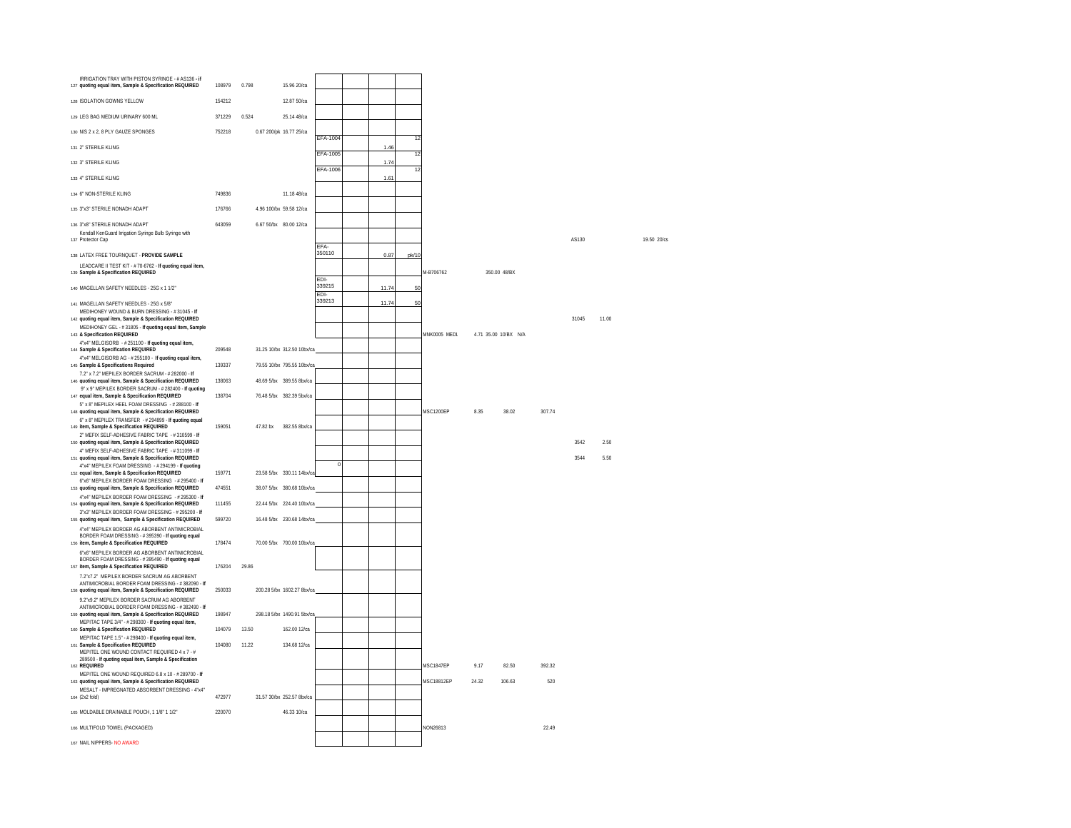| # | Description | Item # | Price | Price/Unit | Pack | Vendor Item | | Unit Price | Pack | Alt Item | | | | | Alt Item 2 | Price | | Price/Unit |
|---|---|---|---|---|---|---|---|---|---|---|---|---|---|---|---|---|---|---|
| 127 | IRRIGATION TRAY WITH PISTON SYRINGE - # AS136 - **If quoting equal item, Sample & Specification REQUIRED** | 108979 | 0.798 | 15.96 | 20/ca | | | | | | | | | | | | | |
| 128 | ISOLATION GOWNS YELLOW | 154212 | | 12.87 | 50/ca | | | | | | | | | | | | | |
| 129 | LEG BAG MEDIUM URINARY 600 ML | 371229 | 0.524 | 25.14 | 48/ca | | | | | | | | | | | | | |
| 130 | N/S 2 x 2, 8 PLY GAUZE SPONGES | 752218 | 0.67 200/pk | 16.77 | 25/ca | | | | | | | | | | | | | |
| 131 | 2" STERILE KLING | | | | | EFA-1004 | | 1.46 | 12 | | | | | | | | | |
| 132 | 3" STERILE KLING | | | | | EFA-1005 | | 1.74 | 12 | | | | | | | | | |
| 133 | 4" STERILE KLING | | | | | EFA-1006 | | 1.61 | 12 | | | | | | | | | |
| 134 | 6" NON-STERILE KLING | 749836 | | 11.18 | 48/ca | | | | | | | | | | | | | |
| 135 | 3"x3" STERILE NONADH ADAPT | 176766 | 4.96 100/bx | 59.58 | 12/ca | | | | | | | | | | | | | |
| 136 | 3"x8" STERILE NONADH ADAPT | 643059 | 6.67 50/bx | 80.00 | 12/ca | | | | | | | | | | | | | |
| 137 | Kendall KenGuard Irrigation Syringe Bulb Syringe with Protector Cap | | | | | | | | | | | | | | AS130 | | | 19.50 20/cs |
| 138 | LATEX FREE TOURNIQUET - **PROVIDE SAMPLE** | | | | | EFA-350110 | | 0.87 | pk/10 | | | | | | | | | |
| 139 | LEADCARE II TEST KIT - # 70-6762 - **If quoting equal item, Sample & Specification REQUIRED** | | | | | | | | | M-B706762 | | 350.00 48/BX | | | | | | |
| 140 | MAGELLAN SAFETY NEEDLES - 25G x 1 1/2" | | | | | EDI-339215 | | 11.74 | 50 | | | | | | | | | |
| 141 | MAGELLAN SAFETY NEEDLES - 25G x 5/8" | | | | | EDI-339213 | | 11.74 | 50 | | | | | | | | | |
| 142 | MEDIHONEY WOUND & BURN DRESSING - # 31045 - **If quoting equal item, Sample & Specification REQUIRED** | | | | | | | | | | | | | | 31045 | 11.00 | | |
| 143 | MEDIHONEY GEL - # 31805 - **If quoting equal item, Sample & Specification REQUIRED** | | | | | | | | | MNK0005 MEDI | | 4.71 | 35.00 10/BX | N/A | | | | |
| 144 | 4"x4" MELGISORB - # 251100 - **If quoting equal item, Sample & Specification REQUIRED** | 209548 | 31.25 10/bx | 312.50 | 10bx/ca | | | | | | | | | | | | | |
| 145 | 4"x4" MELGISORB AG - # 255100 - **If quoting equal item, Sample & Specifications Required** | 139337 | 79.55 10/bx | 795.55 | 10bx/ca | | | | | | | | | | | | | |
| 146 | 7.2" x 7.2" MEPILEX BORDER SACRUM - # 282000 - **If quoting equal item, Sample & Specification REQUIRED** | 138063 | 48.69 5/bx | 389.55 | 8bx/ca | | | | | | | | | | | | | |
| 147 | 9" x 9" MEPILEX BORDER SACRUM - # 282400 - **If quoting equal item, Sample & Specification REQUIRED** | 138704 | 76.48 5/bx | 382.39 | 5bx/ca | | | | | | | | | | | | | |
| 148 | 5" x 8" MEPILEX HEEL FOAM DRESSING - # 288100 - **If quoting equal item, Sample & Specification REQUIRED** | | | | | | | | | MSC1200EP | 8.35 | 38.02 | 307.74 | | | | | |
| 149 | 6" x 8" MEPILEX TRANSFER - # 294899 - **If quoting equal item, Sample & Specification REQUIRED** | 159051 | 47.82 bx | 382.55 | 8bx/ca | | | | | | | | | | | | | |
| 150 | 2" MEFIX SELF-ADHESIVE FABRIC TAPE - # 310599 - **If quoting equal item, Sample & Specification REQUIRED** | | | | | | | | | | | | | | 3542 | 2.50 | | |
| 151 | 4" MEFIX SELF-ADHESIVE FABRIC TAPE - # 311099 - **If quoting equal item, Sample & Specification REQUIRED** | | | | | | | | | | | | | | 3544 | 5.50 | | |
| 152 | 4"x4" MEPILEX FOAM DRESSING - # 294199 - **If quoting equal item, Sample & Specification REQUIRED** | 159771 | 23.58 5/bx | 330.11 | 14bx/ca | 0 | | | | | | | | | | | | |
| 153 | 6"x6" MEPILEX BORDER FOAM DRESSING - # 295400 - **If quoting equal item, Sample & Specification REQUIRED** | 474551 | 38.07 5/bx | 380.68 | 10bx/ca | | | | | | | | | | | | | |
| 154 | 4"x4" MEPILEX BORDER FOAM DRESSING - # 295300 - **If quoting equal item, Sample & Specification REQUIRED** | 111455 | 22.44 5/bx | 224.40 | 10bx/ca | | | | | | | | | | | | | |
| 155 | 3"x3" MEPILEX BORDER FOAM DRESSING - # 295200 - **If quoting equal item, Sample & Specification REQUIRED** | 599720 | 16.48 5/bx | 230.68 | 14bx/ca | | | | | | | | | | | | | |
| 156 | 4"x4" MEPILEX BORDER AG ABORBENT ANTIMICROBIAL BORDER FOAM DRESSING - # 395390 - **If quoting equal item, Sample & Specification REQUIRED** | 178474 | 70.00 5/bx | 700.00 | 10bx/ca | | | | | | | | | | | | | |
| 157 | 6"x6" MEPILEX BORDER AG ABORBENT ANTIMICROBIAL BORDER FOAM DRESSING - # 395490 - **If quoting equal item, Sample & Specification REQUIRED** | 176204 | 29.86 | | | | | | | | | | | | | | | |
| 158 | 7.2"x7.2" MEPILEX BORDER SACRUM AG ABORBENT ANTIMICROBIAL BORDER FOAM DRESSING - # 382090 - **If quoting equal item, Sample & Specification REQUIRED** | 250033 | 200.28 5/bx | 1602.27 | 8bx/ca | | | | | | | | | | | | | |
| 159 | 9.2"x9.2" MEPILEX BORDER SACRUM AG ABORBENT ANTIMICROBIAL BORDER FOAM DRESSING - # 382490 - **If quoting equal item, Sample & Specification REQUIRED** | 198947 | 298.18 5/bx | 1490.91 | 5bx/ca | | | | | | | | | | | | | |
| 160 | MEPITAC TAPE 3/4" - # 298300 - **If quoting equal item, Sample & Specification REQUIRED** | 104079 | 13.50 | 162.00 | 12/ca | | | | | | | | | | | | | |
| 161 | MEPITAC TAPE 1.5" - # 298400 - **If quoting equal item, Sample & Specification REQUIRED** | 104080 | 11.22 | 134.68 | 12/ca | | | | | | | | | | | | | |
| 162 | MEPITEL ONE WOUND CONTACT REQUIRED 4 x 7 - # 289500 - **If quoting equal item, Sample & Specification REQUIRED** | | | | | | | | | MSC1847EP | 9.17 | 82.50 | 392.32 | | | | | |
| 163 | MEPITEL ONE WOUND REQUIRED 6.8 x 10 - # 289700 - **If quoting equal item, Sample & Specification REQUIRED** | | | | | | | | | MSC18812EP | 24.32 | 106.63 | 520 | | | | | |
| 164 | MESALT - IMPREGNATED ABSORBENT DRESSING - 4"x4" (2x2 fold) | 472977 | 31.57 30/bx | 252.57 | 8bx/ca | | | | | | | | | | | | | |
| 165 | MOLDABLE DRAINABLE POUCH, 1 1/8" 1 1/2" | 220070 | | 46.33 | 10/ca | | | | | | | | | | | | | |
| 166 | MULTIFOLD TOWEL (PACKAGED) | | | | | | | | | NON26813 | | | 22.49 | | | | | |
| 167 | NAIL NIPPERS- NO AWARD | | | | | | | | | | | | | | | | | |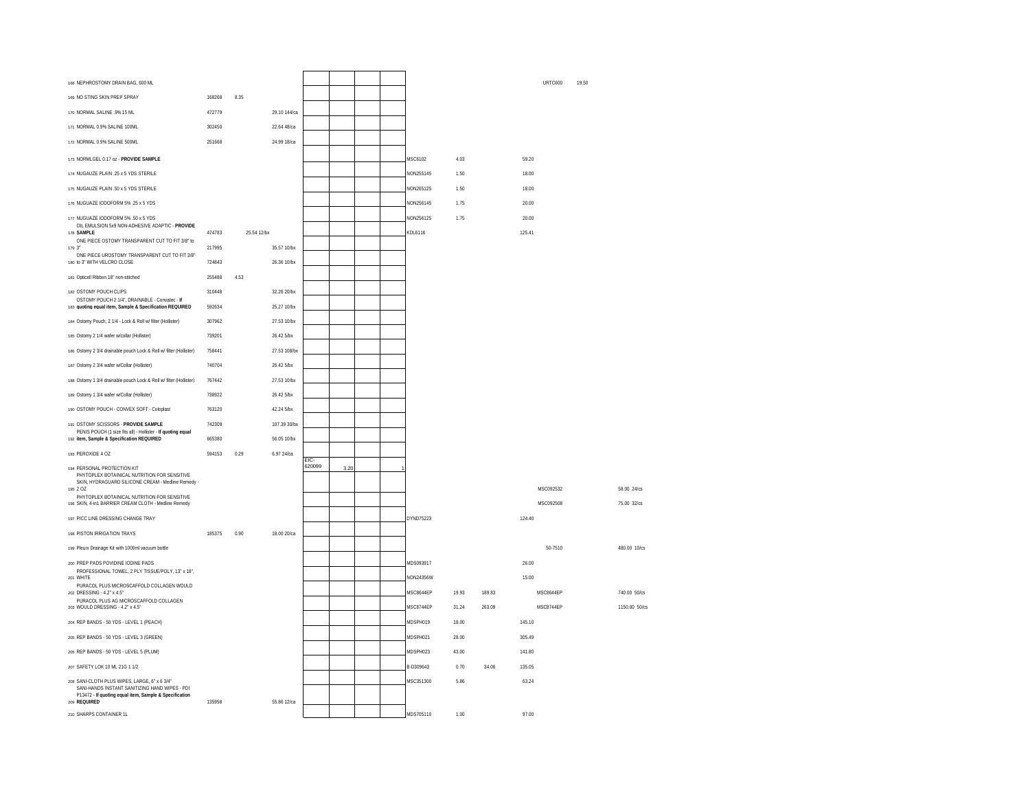| # | Description | Item No. | Unit Price | Case Price | | | | | Code | Price | Price | Price | Code | Price | Price |
|---|---|---|---|---|---|---|---|---|---|---|---|---|---|---|---|
| 168 | NEPHROSTOMY DRAIN BAG, 600 ML | | | | | | | | | | | | URTC600 | 19.50 | |
| 169 | NO STING SKIN PREP SPRAY | 168268 | 8.35 | | | | | | | | | | | | |
| 170 | NORMAL SALINE .9% 15 ML | 472779 | | 29.10 144/ca | | | | | | | | | | | |
| 171 | NORMAL 0.9% SALINE 100ML | 302450 | | 22.64 48/ca | | | | | | | | | | | |
| 172 | NORMAL 0.9% SALINE 500ML | 251668 | | 24.99 18/ca | | | | | | | | | | | |
| 173 | NORMLGEL 0.17 oz - **PROVIDE SAMPLE** | | | | | | | | MSC6102 | 4.03 | | 59.20 | | | |
| 174 | NUGAUZE PLAIN .25 x 5 YDS STERILE | | | | | | | | NON255145 | 1.50 | | 18.00 | | | |
| 175 | NUGAUZE PLAIN .50 x 5 YDS STERILE | | | | | | | | NON265125 | 1.50 | | 18.00 | | | |
| 176 | NUGUAZE IODOFORM 5% .25 x 5 YDS | | | | | | | | NON256145 | 1.75 | | 20.00 | | | |
| 177 | NUGUAZE IODOFORM 5% .50 x 5 YDS | | | | | | | | NON256125 | 1.75 | | 20.00 | | | |
| 178 | OIL EMULSION 5x9 NON-ADHESIVE ADAPTIC - **PROVIDE SAMPLE** | 474783 | | 25.54 12/bx | | | | | KDL6116 | | | 125.41 | | | |
| 179 | ONE PIECE OSTOMY TRANSPARENT CUT TO FIT 3/8" to 3" | 217995 | | 35.57 10/bx | | | | | | | | | | | |
| 180 | ONE PIECE UROSTOMY TRANSPARENT CUT TO FIT 3/8" to 3" WITH VELCRO CLOSE | 724843 | | 26.36 10/bx | | | | | | | | | | | |
| 181 | Opticell Ribbon 18" non-stitched | 255488 | 4.53 | | | | | | | | | | | | |
| 182 | OSTOMY POUCH CLIPS | 310448 | | 32.26 20/bx | | | | | | | | | | | |
| 183 | OSTOMY POUCH 2 1/4", DRAINABLE - Convatec - **If quoting equal item, Sample & Specification REQUIRED** | 592634 | | 25.27 10/bx | | | | | | | | | | | |
| 184 | Ostomy Pouch, 2 1/4 - Lock & Roll w/ filter (Hollister) | 307962 | | 27.53 10/bx | | | | | | | | | | | |
| 185 | Ostomy 2 1/4 wafer w/collar (Hollister) | 739201 | | 26.42 5/bx | | | | | | | | | | | |
| 186 | Ostomy 2 3/4 drainable pouch Lock & Roll w/ filter (Hollister) | 758441 | | 27.53 108/bx | | | | | | | | | | | |
| 187 | Ostomy 2 3/4 wafer w/Collar (Hollister) | 740704 | | 26.42 5/bx | | | | | | | | | | | |
| 188 | Ostomy 1 3/4 drainable pouch Lock & Roll w/ filter (Hollister) | 767442 | | 27.53 10/bx | | | | | | | | | | | |
| 189 | Ostomy 1 3/4 wafer w/Collar (Hollister) | 738922 | | 26.42 5/bx | | | | | | | | | | | |
| 190 | OSTOMY POUCH - CONVEX SOFT - Coloplast | 763120 | | 42.24 5/bx | | | | | | | | | | | |
| 191 | OSTOMY SCISSORS - **PROVIDE SAMPLE** | 742309 | | 107.39 30/bx | | | | | | | | | | | |
| 192 | PENIS POUCH (1 size fits all) - Hollister - **If quoting equal item, Sample & Specification REQUIRED** | 665380 | | 56.05 10/bx | | | | | | | | | | | |
| 193 | PEROXIDE 4 OZ | 594153 | 0.29 | 6.97 24/ca | | | | | | | | | | | |
| 194 | PERSONAL PROTECTION KIT | | | | EIC-620099 | 3.20 | | 1 | | | | | | | |
| 195 | PHYTOPLEX BOTAINICAL NUTRITION FOR SENSITIVE SKIN, HYDRAGUARD SILICONE CREAM - Medline Remedy - 2 OZ | | | | | | | | | | | | MSC092532 | | 58.00 24/cs |
| 196 | PHYTOPLEX BOTAINICAL NUTRITION FOR SENSITIVE SKIN, 4-in1 BARRIER CREAM CLOTH - Medline Remedy | | | | | | | | | | | | MSC092508 | | 75.00 32/cs |
| 197 | PICC LINE DRESSING CHANGE TRAY | | | | | | | | DYND75223 | | | 124.40 | | | |
| 198 | PISTON IRRIGATION TRAYS | 185375 | 0.90 | 18.00 20/ca | | | | | | | | | | | |
| 199 | Pleurx Drainage Kit with 1000ml vacuum bottle | | | | | | | | | | | | 50-7510 | | 480.00 10/cs |
| 200 | PREP PADS POVIDINE IODINE PADS | | | | | | | | MDS093917 | | | 26.00 | | | |
| 201 | PROFESSIONAL TOWEL, 2 PLY TISSUE/POLY, 13" x 18", WHITE | | | | | | | | NON24356W | | | 15.00 | | | |
| 202 | PURACOL PLUS MICROSCAFFOLD COLLAGEN WOULD DRESSING - 4.2" x 4.5" | | | | | | | | MSC8644EP | 19.93 | 189.83 | | MSC8644EP | | 740.00 50/cs |
| 203 | PURACOL PLUS AG MICROSCAFFOLD COLLAGEN WOULD DRESSING - 4.2" x 4.5" | | | | | | | | MSC8744EP | 31.24 | 263.09 | | MSC8744EP | | 1150.00 50/cs |
| 204 | REP BANDS - 50 YDS - LEVEL 1 (PEACH) | | | | | | | | MDSPH019 | 18.00 | | 145.10 | | | |
| 205 | REP BANDS - 50 YDS - LEVEL 3 (GREEN) | | | | | | | | MDSPH021 | 28.00 | | 305.49 | | | |
| 206 | REP BANDS - 50 YDS - LEVEL 5 (PLUM) | | | | | | | | MDSPH023 | 43.00 | | 141.80 | | | |
| 207 | SAFETY LOK 10 ML 21G 1 1/2 | | | | | | | | B-D309643 | 0.70 | 34.06 | 135.05 | | | |
| 208 | SANI-CLOTH PLUS WIPES, LARGE, 6" x 6 3/4" | | | | | | | | MSC351300 | 5.86 | | 63.24 | | | |
| 209 | SANI-HANDS INSTANT SANITIZING HAND WIPES - PDI P13472 - **If quoting equal item, Sample & Specification REQUIRED** | 135958 | | 55.86 12/ca | | | | | | | | | | | |
| 210 | SHARPS CONTAINER 1L | | | | | | | | MDS705110 | 1.00 | | 97.00 | | | |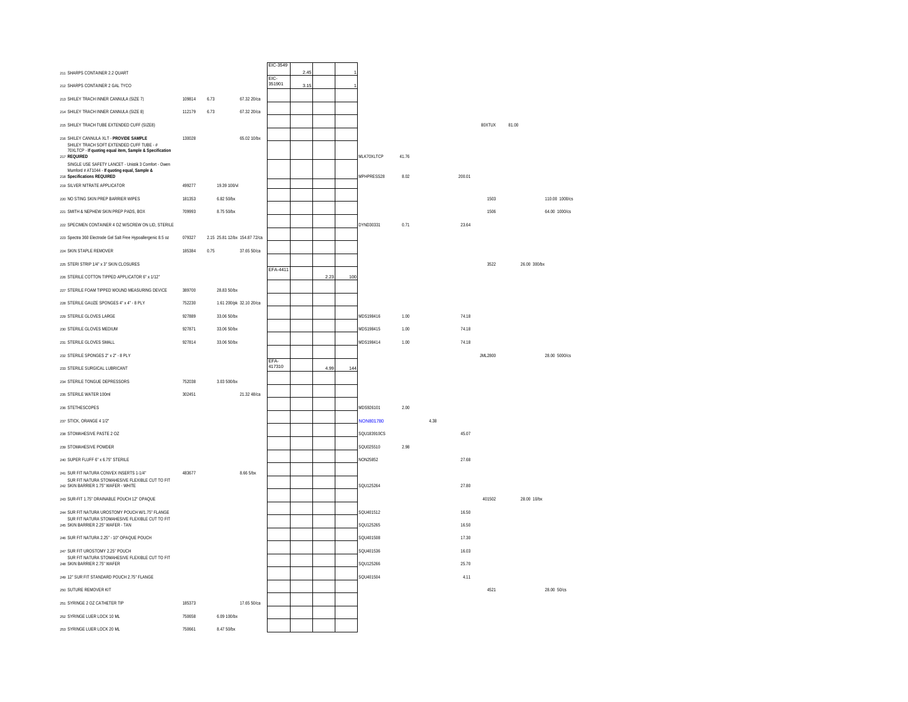| | | | | | | | | | | | | | | | | |
|---|---|---|---|---|---|---|---|---|---|---|---|---|---|---|---|---|
| 211 | SHARPS CONTAINER 2.2 QUART | | | | | EIC-3549 | 2.45 | | 1 | | | | | | | |
| 212 | SHARPS CONTAINER 2 GAL TYCO | | | | | EIC-351901 | 3.15 | | 1 | | | | | | | |
| 213 | SHILEY TRACH INNER CANNULA (SIZE 7) | 109814 | 6.73 | | 67.32 20/ca | | | | | | | | | | | |
| 214 | SHILEY TRACH INNER CANNULA (SIZE 8) | 112179 | 6.73 | | 67.32 20/ca | | | | | | | | | | | |
| 215 | SHILEY TRACH TUBE EXTENDED CUFF (SIZE8) | | | | | | | | | | | | | 80XTUX | 81.00 | |
| 216 | SHILEY CANNULA XLT - **PROVIDE SAMPLE** | 130028 | | | 65.02 10/bx | | | | | | | | | | | |
| 217 | SHILEY TRACH SOFT EXTENDED CUFF TUBE - # 70XLTCP - **If quoting equal item, Sample & Specification REQUIRED** | | | | | | | | | MLK70XLTCP | 41.76 | | | | | |
| 218 | SINGLE USE SAFETY LANCET - Unistik 3 Comfort - Owen Mumford # AT1044 - **If quoting equal, Sample & Specifications REQUIRED** | | | | | | | | | MPHPRESS28 | 8.02 | | 200.01 | | | |
| 219 | SILVER NITRATE APPLICATOR | 499277 | | 19.39 100/vl | | | | | | | | | | | | |
| 220 | NO STING SKIN PREP BARRIER WIPES | 181353 | | 6.82 50/bx | | | | | | | | | | 1503 | | 110.00 1000/cs |
| 221 | SMITH & NEPHEW SKIN PREP PADS, BOX | 709993 | | 8.75 50/bx | | | | | | | | | | 1506 | | 64.00 1000/cs |
| 222 | SPECIMEN CONTAINER 4 OZ W/SCREW ON LID, STERILE | | | | | | | | | DYND30331 | 0.71 | | 23.64 | | | |
| 223 | Spectra 360 Electrode Gel Salt Free Hypoallergenic 8.5 oz | 079327 | 2.15 | 25.81 12/bx | 154.87 72/ca | | | | | | | | | | | |
| 224 | SKIN STAPLE REMOVER | 185384 | 0.75 | | 37.65 50/ca | | | | | | | | | | | |
| 225 | STERI STRIP 1/4" x 3" SKIN CLOSURES | | | | | | | | | | | | | 3522 | 26.00 300/bx | |
| 226 | STERILE COTTON TIPPED APPLICATOR 6" x 1/12" | | | | | EFA-4411 | | 2.23 | 100 | | | | | | | |
| 227 | STERILE FOAM TIPPED WOUND MEASURING DEVICE | 389700 | | 28.83 50/bx | | | | | | | | | | | | |
| 228 | STERILE GAUZE SPONGES 4" x 4" - 8 PLY | 752230 | | 1.61 200/pk | 32.10 20/ca | | | | | | | | | | | |
| 229 | STERILE GLOVES LARGE | 927889 | | 33.06 50/bx | | | | | | MDS198416 | 1.00 | | 74.18 | | | |
| 230 | STERILE GLOVES MEDIUM | 927871 | | 33.06 50/bx | | | | | | MDS198415 | 1.00 | | 74.18 | | | |
| 231 | STERILE GLOVES SMALL | 927814 | | 33.06 50/bx | | | | | | MDS198414 | 1.00 | | 74.18 | | | |
| 232 | STERILE SPONGES 2" x 2" - 8 PLY | | | | | | | | | | | | | JML2800 | | 28.00 5000/cs |
| 233 | STERILE SURGICAL LUBRICANT | | | | | EFA-417310 | | 4.99 | 144 | | | | | | | |
| 234 | STERILE TONGUE DEPRESSORS | 752038 | | 3.03 500/bx | | | | | | | | | | | | |
| 235 | STERILE WATER 100ml | 302451 | | | 21.32 48/ca | | | | | | | | | | | |
| 236 | STETHESCOPES | | | | | | | | | MDS926101 | 2.00 | | | | | |
| 237 | STICK, ORANGE 4 1/2" | | | | | | | | | NON801780 | | 4.38 | | | | |
| 238 | STOMAHESIVE PASTE 2 OZ | | | | | | | | | SQU183910CS | | | 45.07 | | | |
| 239 | STOMAHESIVE POWDER | | | | | | | | | SQU025510 | 2.98 | | | | | |
| 240 | SUPER FLUFF 6" x 6.75" STERILE | | | | | | | | | NON25852 | | | 27.68 | | | |
| 241 | SUR FIT NATURA CONVEX INSERTS 1-1/4" | 483677 | | | 8.66 5/bx | | | | | | | | | | | |
| 242 | SUR FIT NATURA STOMAHESIVE FLEXIBLE CUT TO FIT SKIN BARRIER 1.75" WAFER - WHITE | | | | | | | | | SQU125264 | | | 27.80 | | | |
| 243 | SUR-FIT 1.75" DRAINABLE POUCH 12" OPAQUE | | | | | | | | | | | | | 401502 | 28.00 10/bx | |
| 244 | SUR FIT NATURA UROSTOMY POUCH W/1.75" FLANGE | | | | | | | | | SQU401512 | | | 16.50 | | | |
| 245 | SUR FIT NATURA STOMAHESIVE FLEXIBLE CUT TO FIT SKIN BARRIER 2.25" WAFER - TAN | | | | | | | | | SQU125265 | | | 16.50 | | | |
| 246 | SUR FIT NATURA 2.25" - 10" OPAQUE POUCH | | | | | | | | | SQU401508 | | | 17.30 | | | |
| 247 | SUR FIT UROSTOMY 2.25" POUCH | | | | | | | | | SQU401536 | | | 16.03 | | | |
| 248 | SUR FIT NATURA STOMAHESIVE FLEXIBLE CUT TO FIT SKIN BARRIER 2.75" WAFER | | | | | | | | | SQU125266 | | | 25.70 | | | |
| 249 | 12" SUR FIT STANDARD POUCH 2.75" FLANGE | | | | | | | | | SQU401504 | | | 4.11 | | | |
| 250 | SUTURE REMOVER KIT | | | | | | | | | | | | | 4521 | | 28.00 50/cs |
| 251 | SYRINGE 2 OZ CATHETER TIP | 185373 | | | 17.65 50/ca | | | | | | | | | | | |
| 252 | SYRINGE LUER LOCK 10 ML | 750658 | | 6.09 100/bx | | | | | | | | | | | | |
| 253 | SYRINGE LUER LOCK 20 ML | 750661 | | 8.47 50/bx | | | | | | | | | | | | |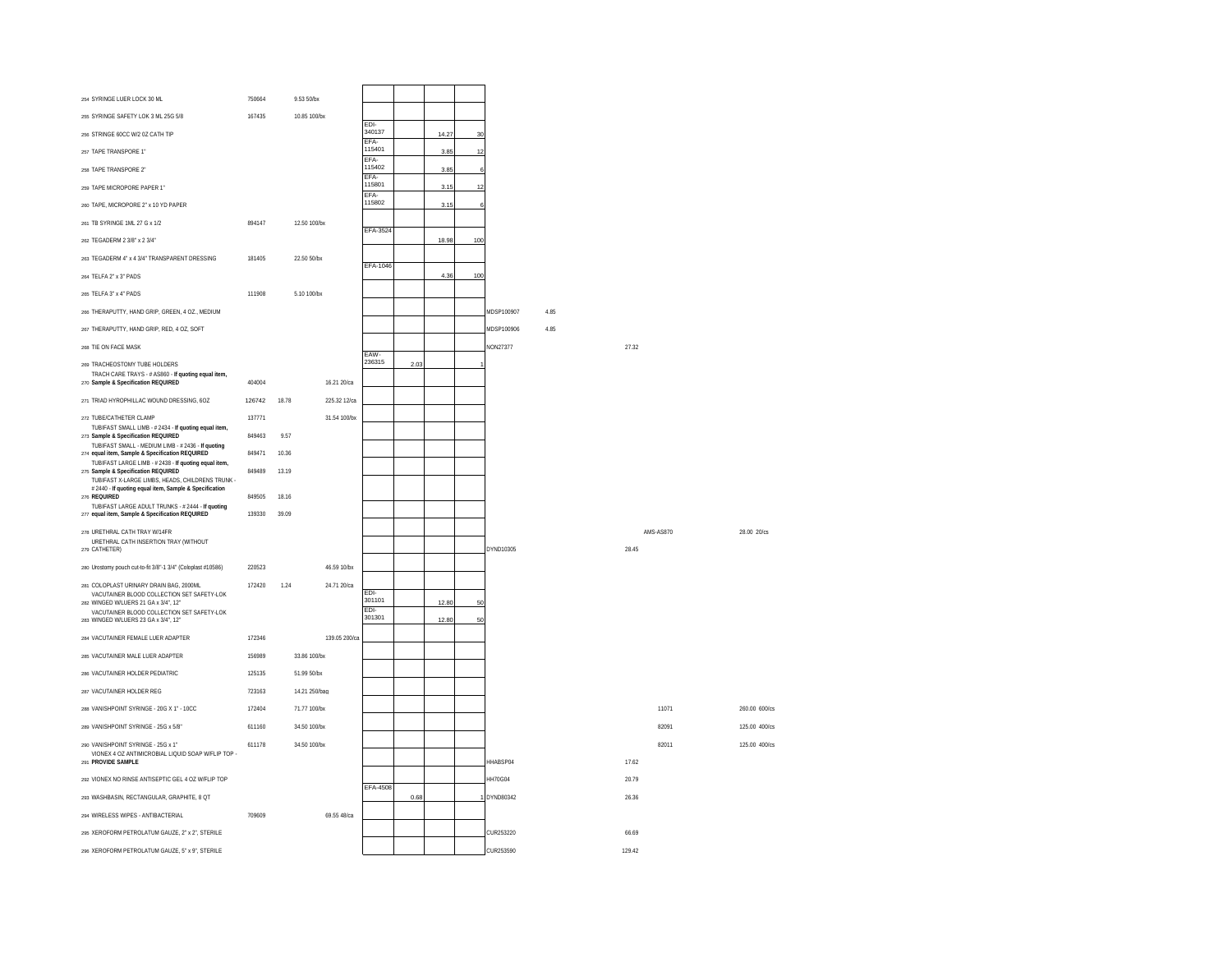| # | Description | Item # | Each | Price / UOM | Item # | Price | Price | Qty | Item # | Price | Price | Item # | Price / UOM |
|---|---|---|---|---|---|---|---|---|---|---|---|---|---|
| 254 | SYRINGE LUER LOCK 30 ML | 750664 | | 9.53 50/bx | | | | | | | | | |
| 255 | SYRINGE SAFETY LOK 3 ML 25G 5/8 | 167435 | | 10.85 100/bx | | | | | | | | | |
| 256 | STRINGE 60CC W/2 OZ CATH TIP | | | | EDI-340137 | | 14.27 | 30 | | | | | |
| 257 | TAPE TRANSPORE 1" | | | | EFA-115401 | | 3.85 | 12 | | | | | |
| 258 | TAPE TRANSPORE 2" | | | | EFA-115402 | | 3.85 | 6 | | | | | |
| 259 | TAPE MICROPORE PAPER 1" | | | | EFA-115801 | | 3.15 | 12 | | | | | |
| 260 | TAPE, MICROPORE 2" x 10 YD PAPER | | | | EFA-115802 | | 3.15 | 6 | | | | | |
| 261 | TB SYRINGE 1ML 27 G x 1/2 | 894147 | | 12.50 100/bx | | | | | | | | | |
| 262 | TEGADERM 2 3/8" x 2 3/4" | | | | EFA-3524 | | 18.98 | 100 | | | | | |
| 263 | TEGADERM 4" x 4 3/4" TRANSPARENT DRESSING | 181405 | | 22.50 50/bx | | | | | | | | | |
| 264 | TELFA 2" x 3" PADS | | | | EFA-1046 | | 4.36 | 100 | | | | | |
| 265 | TELFA 3" x 4" PADS | 111908 | | 5.10 100/bx | | | | | | | | | |
| 266 | THERAPUTTY, HAND GRIP, GREEN, 4 OZ., MEDIUM | | | | | | | | MDSP100907 | 4.85 | | | |
| 267 | THERAPUTTY, HAND GRIP, RED, 4 OZ, SOFT | | | | | | | | MDSP100906 | 4.85 | | | |
| 268 | TIE ON FACE MASK | | | | | | | | NON27377 | | 27.32 | | |
| 269 | TRACHEOSTOMY TUBE HOLDERS | | | | EAW-236315 | 2.03 | | 1 | | | | | |
| 270 | TRACH CARE TRAYS - # AS860 - **If quoting equal item, Sample & Specification REQUIRED** | 404004 | | 16.21 20/ca | | | | | | | | | |
| 271 | TRIAD HYROPHILLAC WOUND DRESSING, 6OZ | 126742 | 18.78 | 225.32 12/ca | | | | | | | | | |
| 272 | TUBE/CATHETER CLAMP | 137771 | | 31.54 100/bx | | | | | | | | | |
| 273 | TUBIFAST SMALL LIMB - # 2434 - **If quoting equal item, Sample & Specification REQUIRED** | 849463 | 9.57 | | | | | | | | | | |
| 274 | TUBIFAST SMALL - MEDIUM LIMB - # 2436 - **If quoting equal item, Sample & Specification REQUIRED** | 849471 | 10.36 | | | | | | | | | | |
| 275 | TUBIFAST LARGE LIMB - # 2438 - **If quoting equal item, Sample & Specification REQUIRED** | 849489 | 13.19 | | | | | | | | | | |
| 276 | TUBIFAST X-LARGE LIMBS, HEADS, CHILDRENS TRUNK - # 2440 - **If quoting equal item, Sample & Specification REQUIRED** | 849505 | 18.16 | | | | | | | | | | |
| 277 | TUBIFAST LARGE ADULT TRUNKS - # 2444 - **If quoting equal item, Sample & Specification REQUIRED** | 139330 | 39.09 | | | | | | | | | | |
| 278 | URETHRAL CATH TRAY W/14FR | | | | | | | | | | | AMS-AS870 | 28.00 20/cs |
| 279 | URETHRAL CATH INSERTION TRAY (WITHOUT CATHETER) | | | | | | | | DYND10305 | | 28.45 | | |
| 280 | Urostomy pouch cut-to-fit 3/8"-1 3/4" (Coloplast #10586) | 220523 | | 46.59 10/bx | | | | | | | | | |
| 281 | COLOPLAST URINARY DRAIN BAG, 2000ML | 172420 | 1.24 | 24.71 20/ca | | | | | | | | | |
| 282 | VACUTAINER BLOOD COLLECTION SET SAFETY-LOK WINGED W/LUERS 21 GA x 3/4", 12" | | | | EDI-301101 | | 12.80 | 50 | | | | | |
| 283 | VACUTAINER BLOOD COLLECTION SET SAFETY-LOK WINGED W/LUERS 23 GA x 3/4", 12" | | | | EDI-301301 | | 12.80 | 50 | | | | | |
| 284 | VACUTAINER FEMALE LUER ADAPTER | 172346 | | 139.05 200/ca | | | | | | | | | |
| 285 | VACUTAINER MALE LUER ADAPTER | 156989 | | 33.86 100/bx | | | | | | | | | |
| 286 | VACUTAINER HOLDER PEDIATRIC | 125135 | | 51.99 50/bx | | | | | | | | | |
| 287 | VACUTAINER HOLDER REG | 723163 | | 14.21 250/bag | | | | | | | | | |
| 288 | VANISHPOINT SYRINGE - 20G X 1" - 10CC | 172404 | | 71.77 100/bx | | | | | | | | 11071 | 260.00 600/cs |
| 289 | VANISHPOINT SYRINGE - 25G x 5/8" | 611160 | | 34.50 100/bx | | | | | | | | 82091 | 125.00 400/cs |
| 290 | VANISHPOINT SYRINGE - 25G x 1" | 611178 | | 34.50 100/bx | | | | | | | | 82011 | 125.00 400/cs |
| 291 | VIONEX 4 OZ ANTIMICROBIAL LIQUID SOAP W/FLIP TOP - **PROVIDE SAMPLE** | | | | | | | | HHABSP04 | | 17.62 | | |
| 292 | VIONEX NO RINSE ANTISEPTIC GEL 4 OZ W/FLIP TOP | | | | | | | | HH70G04 | | 20.79 | | |
| 293 | WASHBASIN, RECTANGULAR, GRAPHITE, 8 QT | | | | EFA-4508 | 0.68 | | 1 | DYND80342 | | 26.36 | | |
| 294 | WIRELESS WIPES - ANTIBACTERIAL | 709609 | | 69.55 48/ca | | | | | | | | | |
| 295 | XEROFORM PETROLATUM GAUZE, 2" x 2", STERILE | | | | | | | | CUR253220 | | 66.69 | | |
| 296 | XEROFORM PETROLATUM GAUZE, 5" x 9", STERILE | | | | | | | | CUR253590 | | 129.42 | | |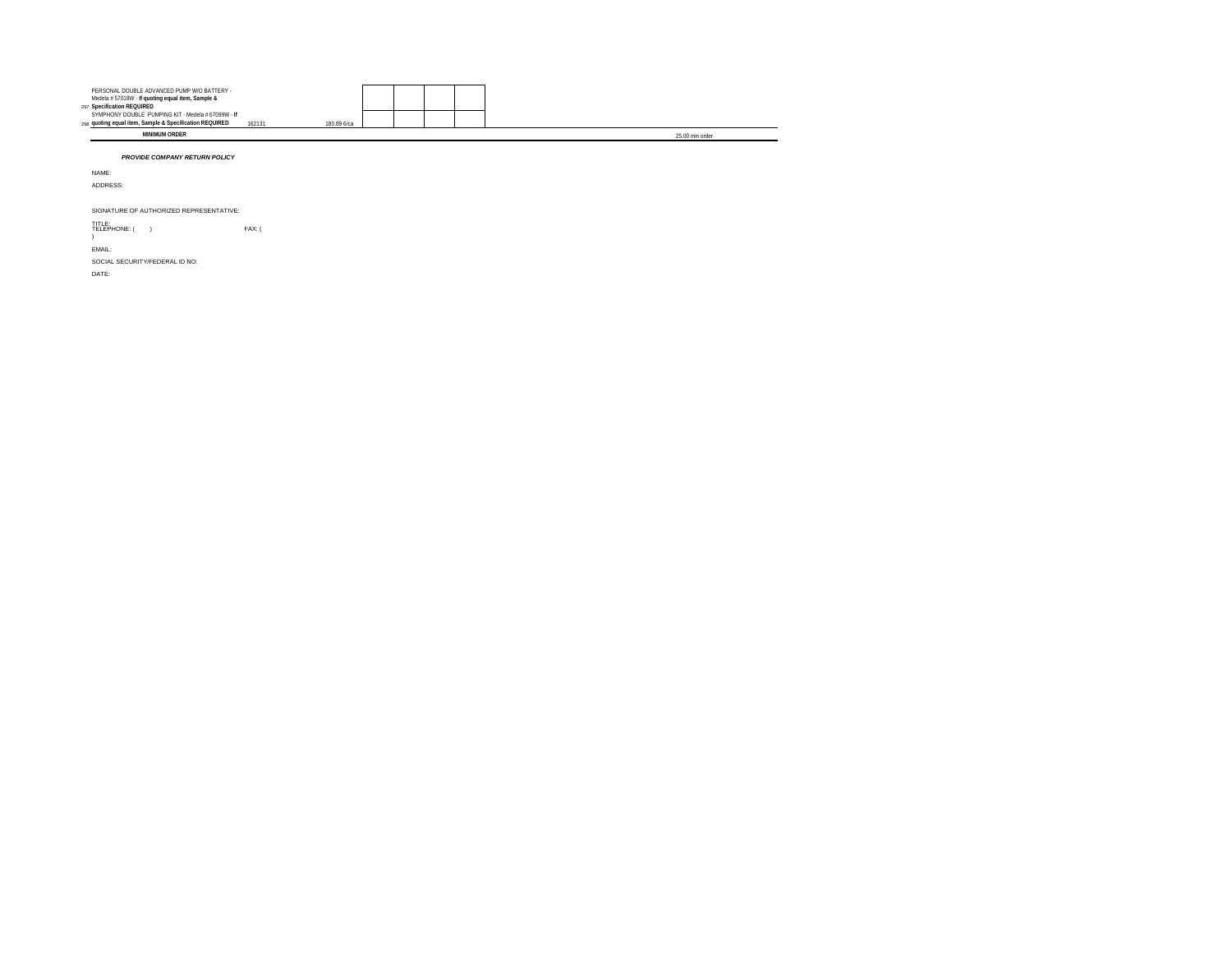| | | | | | | | | |
|---|---|---|---|---|---|---|---|---|
| 297 | PERSONAL DOUBLE ADVANCED PUMP W/O BATTERY - Medela # 57018W - **If quoting equal item, Sample & Specification REQUIRED** | | | | | | | |
| 298 | SYMPHONY DOUBLE PUMPING KIT - Medela # 67099W - **If quoting equal item, Sample & Specification REQUIRED** | 162131 | 180.89 6/ca | | | | | |
| | **MINIMUM ORDER** | | | | | | | 25.00 min order |

***PROVIDE COMPANY RETURN POLICY***

NAME:

ADDRESS:

SIGNATURE OF AUTHORIZED REPRESENTATIVE:

TITLE:

TELEPHONE: ( ) FAX: ( )

EMAIL:

SOCIAL SECURITY/FEDERAL ID NO:

DATE: